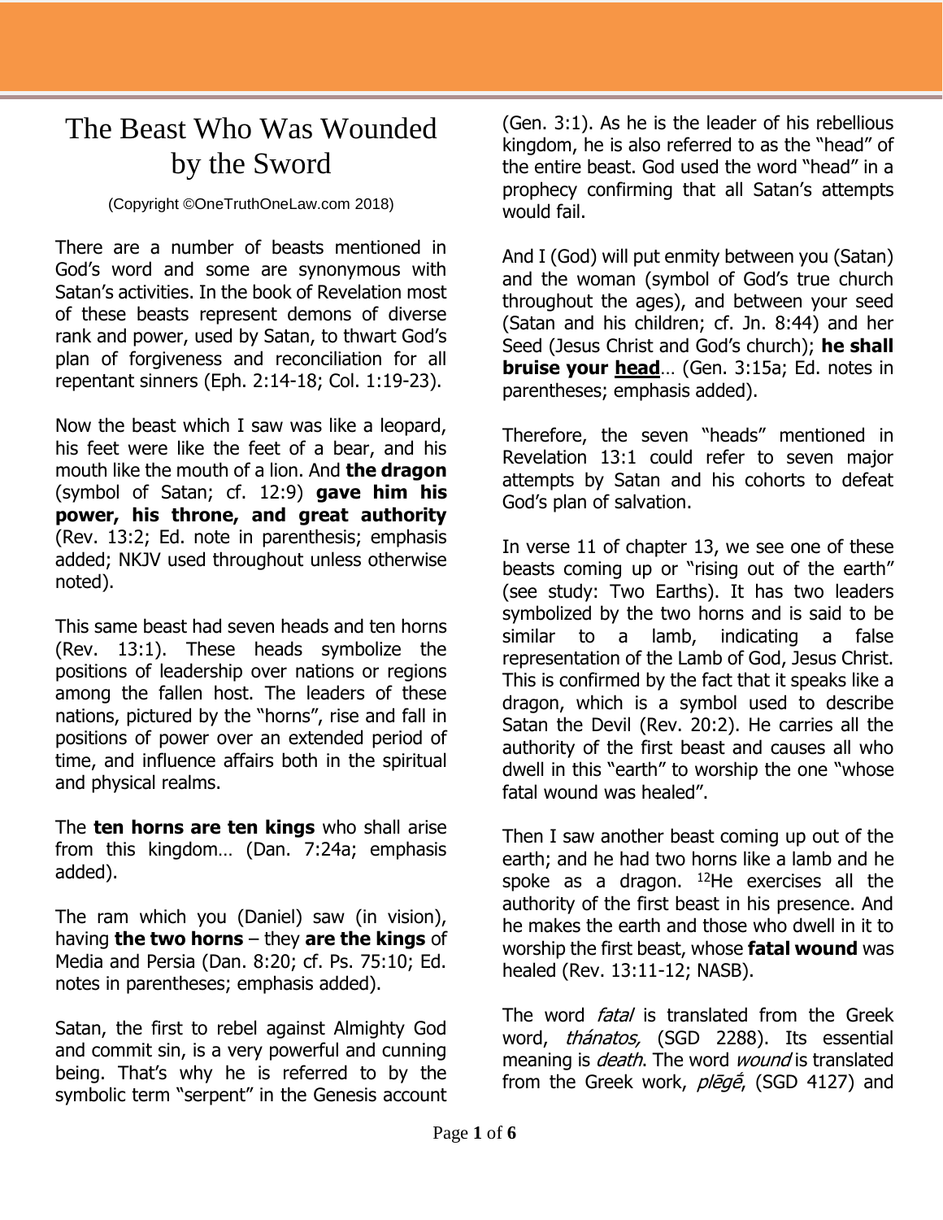# The Beast Who Was Wounded by the Sword

(Copyright ©OneTruthOneLaw.com 2018)

There are a number of beasts mentioned in God's word and some are synonymous with Satan's activities. In the book of Revelation most of these beasts represent demons of diverse rank and power, used by Satan, to thwart God's plan of forgiveness and reconciliation for all repentant sinners (Eph. 2:14-18; Col. 1:19-23).

Now the beast which I saw was like a leopard, his feet were like the feet of a bear, and his mouth like the mouth of a lion. And **the dragon** (symbol of Satan; cf. 12:9) **gave him his power, his throne, and great authority** (Rev. 13:2; Ed. note in parenthesis; emphasis added; NKJV used throughout unless otherwise noted).

This same beast had seven heads and ten horns (Rev. 13:1). These heads symbolize the positions of leadership over nations or regions among the fallen host. The leaders of these nations, pictured by the "horns", rise and fall in positions of power over an extended period of time, and influence affairs both in the spiritual and physical realms.

The **ten horns are ten kings** who shall arise from this kingdom… (Dan. 7:24a; emphasis added).

The ram which you (Daniel) saw (in vision), having **the two horns** – they **are the kings** of Media and Persia (Dan. 8:20; cf. Ps. 75:10; Ed. notes in parentheses; emphasis added).

Satan, the first to rebel against Almighty God and commit sin, is a very powerful and cunning being. That's why he is referred to by the symbolic term "serpent" in the Genesis account (Gen. 3:1). As he is the leader of his rebellious kingdom, he is also referred to as the "head" of the entire beast. God used the word "head" in a prophecy confirming that all Satan's attempts would fail.

And I (God) will put enmity between you (Satan) and the woman (symbol of God's true church throughout the ages), and between your seed (Satan and his children; cf. Jn. 8:44) and her Seed (Jesus Christ and God's church); **he shall bruise your <u>head</u>**… (Gen. 3:15a; Ed. notes in parentheses; emphasis added).

Therefore, the seven "heads" mentioned in Revelation 13:1 could refer to seven major attempts by Satan and his cohorts to defeat God's plan of salvation.

In verse 11 of chapter 13, we see one of these beasts coming up or "rising out of the earth" (see study: Two Earths). It has two leaders symbolized by the two horns and is said to be similar to a lamb, indicating a false representation of the Lamb of God, Jesus Christ. This is confirmed by the fact that it speaks like a dragon, which is a symbol used to describe Satan the Devil (Rev. 20:2). He carries all the authority of the first beast and causes all who dwell in this "earth" to worship the one "whose fatal wound was healed".

Then I saw another beast coming up out of the earth; and he had two horns like a lamb and he spoke as a dragon. [12]He exercises all the authority of the first beast in his presence. And he makes the earth and those who dwell in it to worship the first beast, whose **fatal wound** was healed (Rev. 13:11-12; NASB).

The word *fatal* is translated from the Greek word, *thánatos,* (SGD 2288). Its essential meaning is *death*. The word *wound* is translated from the Greek work, *plēgḗ*, (SGD 4127) and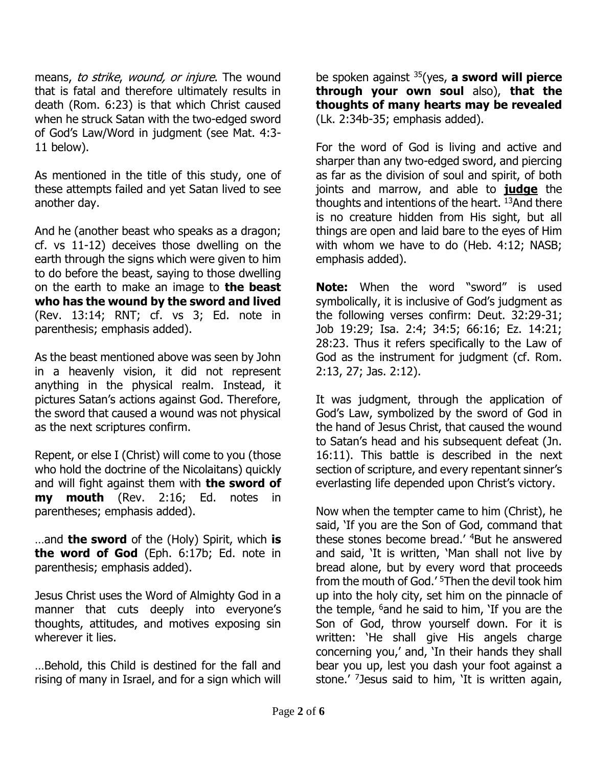means, *to strike, wound, or injure*. The wound that is fatal and therefore ultimately results in death (Rom. 6:23) is that which Christ caused when he struck Satan with the two-edged sword of God's Law/Word in judgment (see Mat. 4:3-11 below).

As mentioned in the title of this study, one of these attempts failed and yet Satan lived to see another day.

And he (another beast who speaks as a dragon; cf. vs 11-12) deceives those dwelling on the earth through the signs which were given to him to do before the beast, saying to those dwelling on the earth to make an image to **the beast who has the wound by the sword and lived** (Rev. 13:14; RNT; cf. vs 3; Ed. note in parenthesis; emphasis added).

As the beast mentioned above was seen by John in a heavenly vision, it did not represent anything in the physical realm. Instead, it pictures Satan's actions against God. Therefore, the sword that caused a wound was not physical as the next scriptures confirm.

Repent, or else I (Christ) will come to you (those who hold the doctrine of the Nicolaitans) quickly and will fight against them with **the sword of my mouth** (Rev. 2:16; Ed. notes in parentheses; emphasis added).

…and **the sword** of the (Holy) Spirit, which **is the word of God** (Eph. 6:17b; Ed. note in parenthesis; emphasis added).

Jesus Christ uses the Word of Almighty God in a manner that cuts deeply into everyone's thoughts, attitudes, and motives exposing sin wherever it lies.

…Behold, this Child is destined for the fall and rising of many in Israel, and for a sign which will be spoken against [35](yes, **a sword will pierce through your own soul** also), **that the thoughts of many hearts may be revealed** (Lk. 2:34b-35; emphasis added).

For the word of God is living and active and sharper than any two-edged sword, and piercing as far as the division of soul and spirit, of both joints and marrow, and able to **judge** the thoughts and intentions of the heart. [13]And there is no creature hidden from His sight, but all things are open and laid bare to the eyes of Him with whom we have to do (Heb. 4:12; NASB; emphasis added).

**Note:** When the word "sword" is used symbolically, it is inclusive of God's judgment as the following verses confirm: Deut. 32:29-31; Job 19:29; Isa. 2:4; 34:5; 66:16; Ez. 14:21; 28:23. Thus it refers specifically to the Law of God as the instrument for judgment (cf. Rom. 2:13, 27; Jas. 2:12).

It was judgment, through the application of God's Law, symbolized by the sword of God in the hand of Jesus Christ, that caused the wound to Satan's head and his subsequent defeat (Jn. 16:11). This battle is described in the next section of scripture, and every repentant sinner's everlasting life depended upon Christ's victory.

Now when the tempter came to him (Christ), he said, 'If you are the Son of God, command that these stones become bread.' [4]But he answered and said, 'It is written, 'Man shall not live by bread alone, but by every word that proceeds from the mouth of God.' [5]Then the devil took him up into the holy city, set him on the pinnacle of the temple, [6]and he said to him, 'If you are the Son of God, throw yourself down. For it is written: 'He shall give His angels charge concerning you,' and, 'In their hands they shall bear you up, lest you dash your foot against a stone.' [7]Jesus said to him, 'It is written again,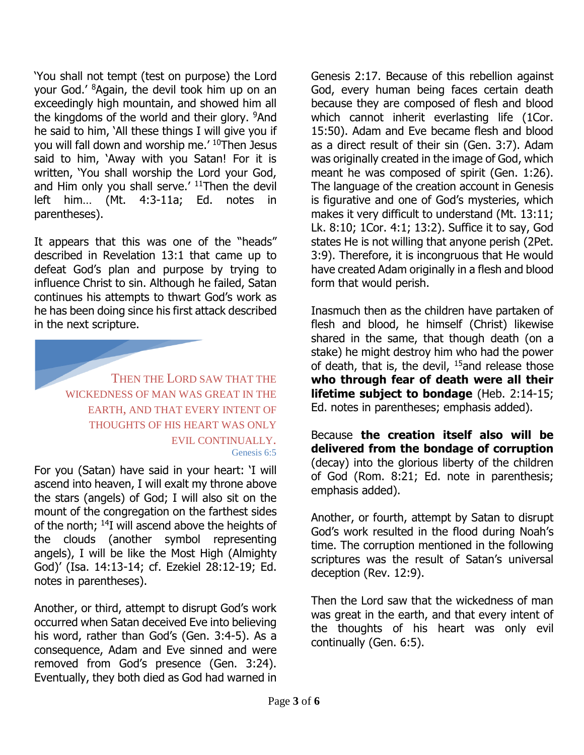'You shall not tempt (test on purpose) the Lord your God.' [8]Again, the devil took him up on an exceedingly high mountain, and showed him all the kingdoms of the world and their glory. [9]And he said to him, 'All these things I will give you if you will fall down and worship me.' [10]Then Jesus said to him, 'Away with you Satan! For it is written, 'You shall worship the Lord your God, and Him only you shall serve.' [11]Then the devil left him… (Mt. 4:3-11a; Ed. notes in parentheses).

It appears that this was one of the "heads" described in Revelation 13:1 that came up to defeat God's plan and purpose by trying to influence Christ to sin. Although he failed, Satan continues his attempts to thwart God's work as he has been doing since his first attack described in the next scripture.

> THEN THE LORD SAW THAT THE WICKEDNESS OF MAN WAS GREAT IN THE EARTH, AND THAT EVERY INTENT OF THOUGHTS OF HIS HEART WAS ONLY EVIL CONTINUALLY.
> Genesis 6:5

For you (Satan) have said in your heart: 'I will ascend into heaven, I will exalt my throne above the stars (angels) of God; I will also sit on the mount of the congregation on the farthest sides of the north; [14]I will ascend above the heights of the clouds (another symbol representing angels), I will be like the Most High (Almighty God)' (Isa. 14:13-14; cf. Ezekiel 28:12-19; Ed. notes in parentheses).

Another, or third, attempt to disrupt God's work occurred when Satan deceived Eve into believing his word, rather than God's (Gen. 3:4-5). As a consequence, Adam and Eve sinned and were removed from God's presence (Gen. 3:24). Eventually, they both died as God had warned in Genesis 2:17. Because of this rebellion against God, every human being faces certain death because they are composed of flesh and blood which cannot inherit everlasting life (1Cor. 15:50). Adam and Eve became flesh and blood as a direct result of their sin (Gen. 3:7). Adam was originally created in the image of God, which meant he was composed of spirit (Gen. 1:26). The language of the creation account in Genesis is figurative and one of God's mysteries, which makes it very difficult to understand (Mt. 13:11; Lk. 8:10; 1Cor. 4:1; 13:2). Suffice it to say, God states He is not willing that anyone perish (2Pet. 3:9). Therefore, it is incongruous that He would have created Adam originally in a flesh and blood form that would perish.

Inasmuch then as the children have partaken of flesh and blood, he himself (Christ) likewise shared in the same, that though death (on a stake) he might destroy him who had the power of death, that is, the devil, [15]and release those **who through fear of death were all their lifetime subject to bondage** (Heb. 2:14-15; Ed. notes in parentheses; emphasis added).

Because **the creation itself also will be delivered from the bondage of corruption** (decay) into the glorious liberty of the children of God (Rom. 8:21; Ed. note in parenthesis; emphasis added).

Another, or fourth, attempt by Satan to disrupt God's work resulted in the flood during Noah's time. The corruption mentioned in the following scriptures was the result of Satan's universal deception (Rev. 12:9).

Then the Lord saw that the wickedness of man was great in the earth, and that every intent of the thoughts of his heart was only evil continually (Gen. 6:5).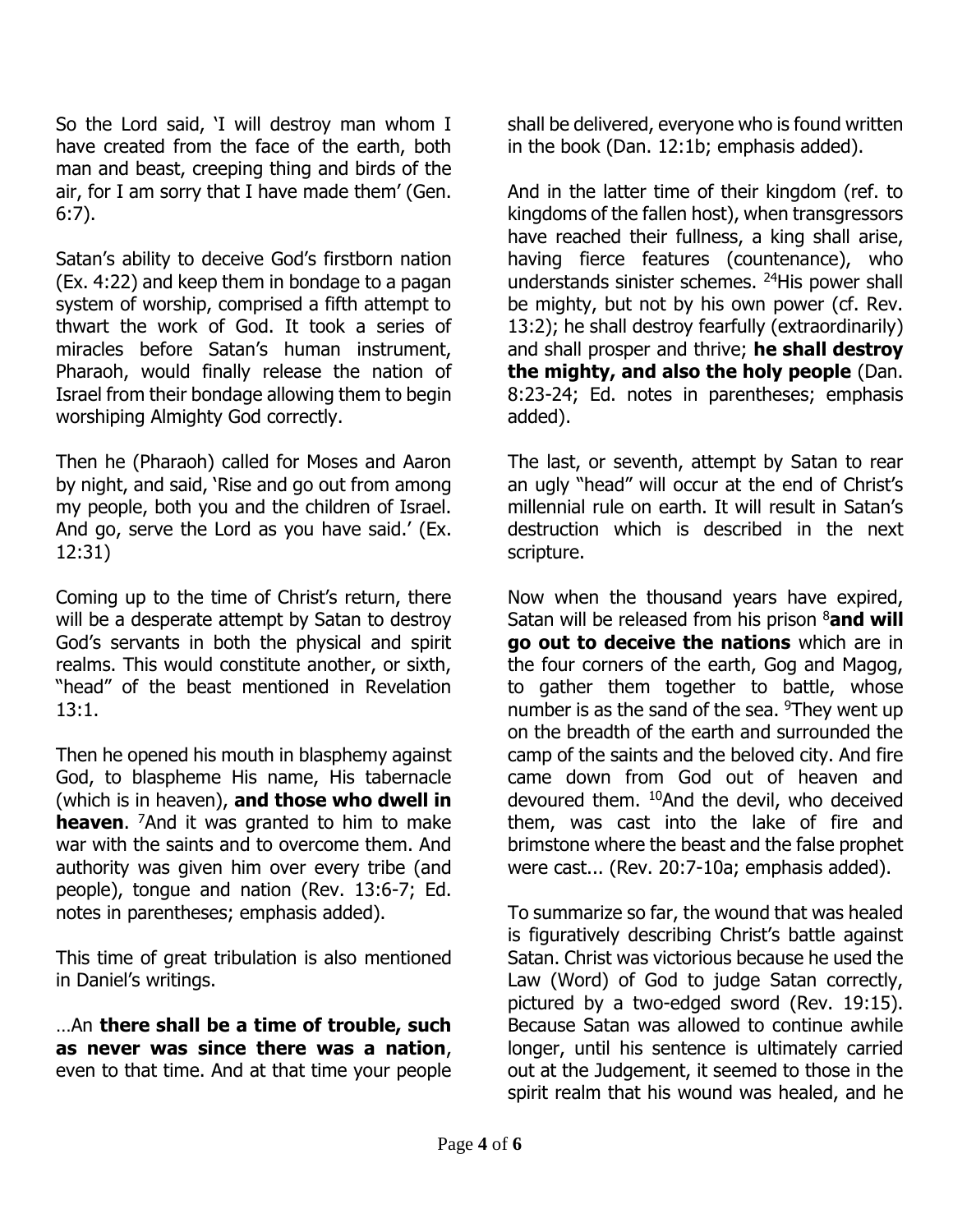So the Lord said, 'I will destroy man whom I have created from the face of the earth, both man and beast, creeping thing and birds of the air, for I am sorry that I have made them' (Gen. 6:7).

Satan's ability to deceive God's firstborn nation (Ex. 4:22) and keep them in bondage to a pagan system of worship, comprised a fifth attempt to thwart the work of God. It took a series of miracles before Satan's human instrument, Pharaoh, would finally release the nation of Israel from their bondage allowing them to begin worshiping Almighty God correctly.

Then he (Pharaoh) called for Moses and Aaron by night, and said, 'Rise and go out from among my people, both you and the children of Israel. And go, serve the Lord as you have said.' (Ex. 12:31)

Coming up to the time of Christ's return, there will be a desperate attempt by Satan to destroy God's servants in both the physical and spirit realms. This would constitute another, or sixth, "head" of the beast mentioned in Revelation 13:1.

Then he opened his mouth in blasphemy against God, to blaspheme His name, His tabernacle (which is in heaven), **and those who dwell in heaven**. [7]And it was granted to him to make war with the saints and to overcome them. And authority was given him over every tribe (and people), tongue and nation (Rev. 13:6-7; Ed. notes in parentheses; emphasis added).

This time of great tribulation is also mentioned in Daniel's writings.

…An **there shall be a time of trouble, such as never was since there was a nation**, even to that time. And at that time your people shall be delivered, everyone who is found written in the book (Dan. 12:1b; emphasis added).

And in the latter time of their kingdom (ref. to kingdoms of the fallen host), when transgressors have reached their fullness, a king shall arise, having fierce features (countenance), who understands sinister schemes. [24]His power shall be mighty, but not by his own power (cf. Rev. 13:2); he shall destroy fearfully (extraordinarily) and shall prosper and thrive; **he shall destroy the mighty, and also the holy people** (Dan. 8:23-24; Ed. notes in parentheses; emphasis added).

The last, or seventh, attempt by Satan to rear an ugly "head" will occur at the end of Christ's millennial rule on earth. It will result in Satan's destruction which is described in the next scripture.

Now when the thousand years have expired, Satan will be released from his prison [8]**and will go out to deceive the nations** which are in the four corners of the earth, Gog and Magog, to gather them together to battle, whose number is as the sand of the sea. [9]They went up on the breadth of the earth and surrounded the camp of the saints and the beloved city. And fire came down from God out of heaven and devoured them. [10]And the devil, who deceived them, was cast into the lake of fire and brimstone where the beast and the false prophet were cast... (Rev. 20:7-10a; emphasis added).

To summarize so far, the wound that was healed is figuratively describing Christ's battle against Satan. Christ was victorious because he used the Law (Word) of God to judge Satan correctly, pictured by a two-edged sword (Rev. 19:15). Because Satan was allowed to continue awhile longer, until his sentence is ultimately carried out at the Judgement, it seemed to those in the spirit realm that his wound was healed, and he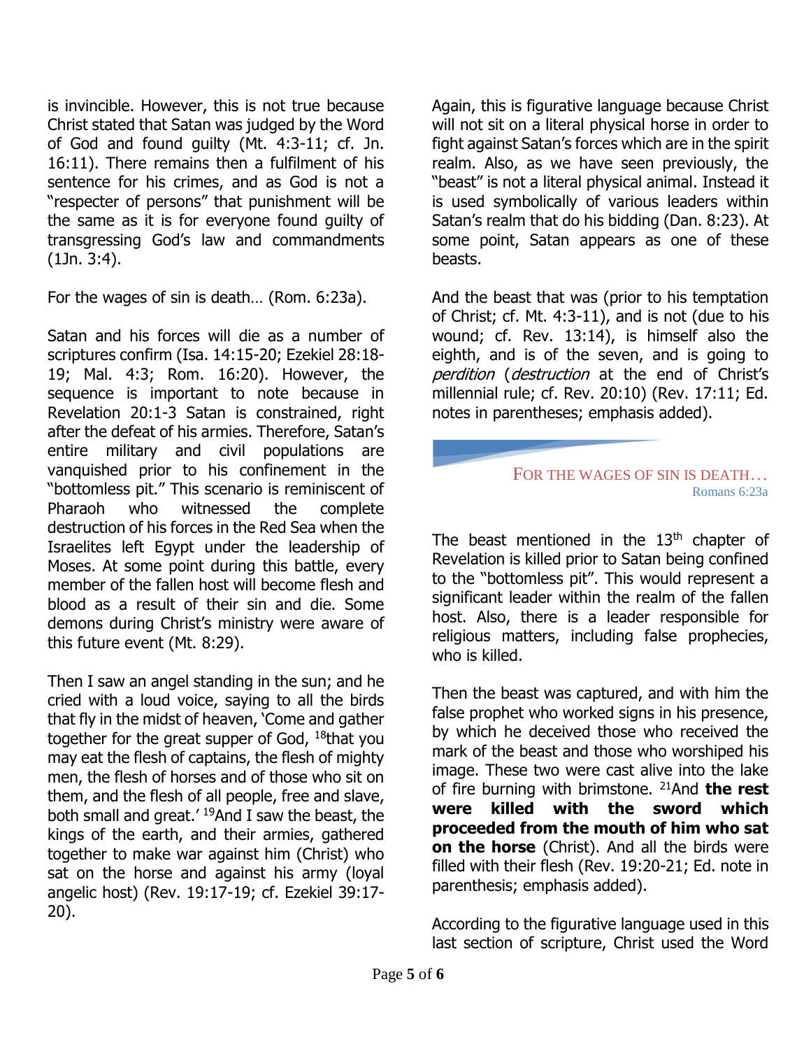is invincible. However, this is not true because Christ stated that Satan was judged by the Word of God and found guilty (Mt. 4:3-11; cf. Jn. 16:11). There remains then a fulfilment of his sentence for his crimes, and as God is not a "respecter of persons" that punishment will be the same as it is for everyone found guilty of transgressing God's law and commandments (1Jn. 3:4).

For the wages of sin is death… (Rom. 6:23a).

Satan and his forces will die as a number of scriptures confirm (Isa. 14:15-20; Ezekiel 28:18-19; Mal. 4:3; Rom. 16:20). However, the sequence is important to note because in Revelation 20:1-3 Satan is constrained, right after the defeat of his armies. Therefore, Satan's entire military and civil populations are vanquished prior to his confinement in the "bottomless pit." This scenario is reminiscent of Pharaoh who witnessed the complete destruction of his forces in the Red Sea when the Israelites left Egypt under the leadership of Moses. At some point during this battle, every member of the fallen host will become flesh and blood as a result of their sin and die. Some demons during Christ's ministry were aware of this future event (Mt. 8:29).

Then I saw an angel standing in the sun; and he cried with a loud voice, saying to all the birds that fly in the midst of heaven, 'Come and gather together for the great supper of God, [18]that you may eat the flesh of captains, the flesh of mighty men, the flesh of horses and of those who sit on them, and the flesh of all people, free and slave, both small and great.' [19]And I saw the beast, the kings of the earth, and their armies, gathered together to make war against him (Christ) who sat on the horse and against his army (loyal angelic host) (Rev. 19:17-19; cf. Ezekiel 39:17-20).

Again, this is figurative language because Christ will not sit on a literal physical horse in order to fight against Satan's forces which are in the spirit realm. Also, as we have seen previously, the "beast" is not a literal physical animal. Instead it is used symbolically of various leaders within Satan's realm that do his bidding (Dan. 8:23). At some point, Satan appears as one of these beasts.

And the beast that was (prior to his temptation of Christ; cf. Mt. 4:3-11), and is not (due to his wound; cf. Rev. 13:14), is himself also the eighth, and is of the seven, and is going to *perdition* (*destruction* at the end of Christ's millennial rule; cf. Rev. 20:10) (Rev. 17:11; Ed. notes in parentheses; emphasis added).

FOR THE WAGES OF SIN IS DEATH…
Romans 6:23a

The beast mentioned in the 13th chapter of Revelation is killed prior to Satan being confined to the "bottomless pit". This would represent a significant leader within the realm of the fallen host. Also, there is a leader responsible for religious matters, including false prophecies, who is killed.

Then the beast was captured, and with him the false prophet who worked signs in his presence, by which he deceived those who received the mark of the beast and those who worshiped his image. These two were cast alive into the lake of fire burning with brimstone. [21]And **the rest were killed with the sword which proceeded from the mouth of him who sat on the horse** (Christ). And all the birds were filled with their flesh (Rev. 19:20-21; Ed. note in parenthesis; emphasis added).

According to the figurative language used in this last section of scripture, Christ used the Word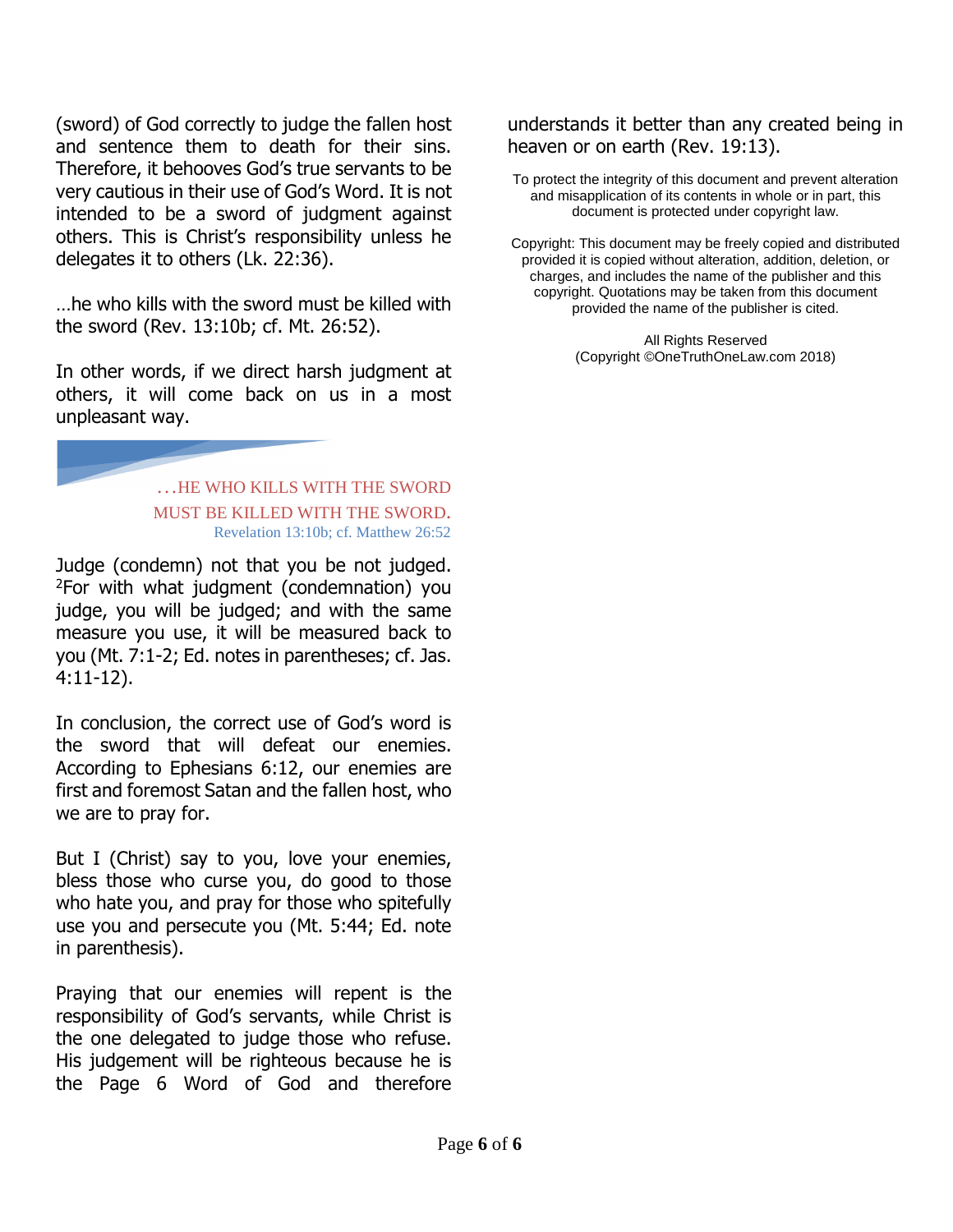(sword) of God correctly to judge the fallen host and sentence them to death for their sins. Therefore, it behooves God's true servants to be very cautious in their use of God's Word. It is not intended to be a sword of judgment against others. This is Christ's responsibility unless he delegates it to others (Lk. 22:36).

…he who kills with the sword must be killed with the sword (Rev. 13:10b; cf. Mt. 26:52).

In other words, if we direct harsh judgment at others, it will come back on us in a most unpleasant way.

…HE WHO KILLS WITH THE SWORD MUST BE KILLED WITH THE SWORD.
Revelation 13:10b; cf. Matthew 26:52

Judge (condemn) not that you be not judged. [2]For with what judgment (condemnation) you judge, you will be judged; and with the same measure you use, it will be measured back to you (Mt. 7:1-2; Ed. notes in parentheses; cf. Jas. 4:11-12).

In conclusion, the correct use of God's word is the sword that will defeat our enemies. According to Ephesians 6:12, our enemies are first and foremost Satan and the fallen host, who we are to pray for.

But I (Christ) say to you, love your enemies, bless those who curse you, do good to those who hate you, and pray for those who spitefully use you and persecute you (Mt. 5:44; Ed. note in parenthesis).

Praying that our enemies will repent is the responsibility of God's servants, while Christ is the one delegated to judge those who refuse. His judgement will be righteous because he is the Page 6 Word of God and therefore understands it better than any created being in heaven or on earth (Rev. 19:13).

To protect the integrity of this document and prevent alteration and misapplication of its contents in whole or in part, this document is protected under copyright law.

Copyright: This document may be freely copied and distributed provided it is copied without alteration, addition, deletion, or charges, and includes the name of the publisher and this copyright. Quotations may be taken from this document provided the name of the publisher is cited.

All Rights Reserved
(Copyright ©OneTruthOneLaw.com 2018)